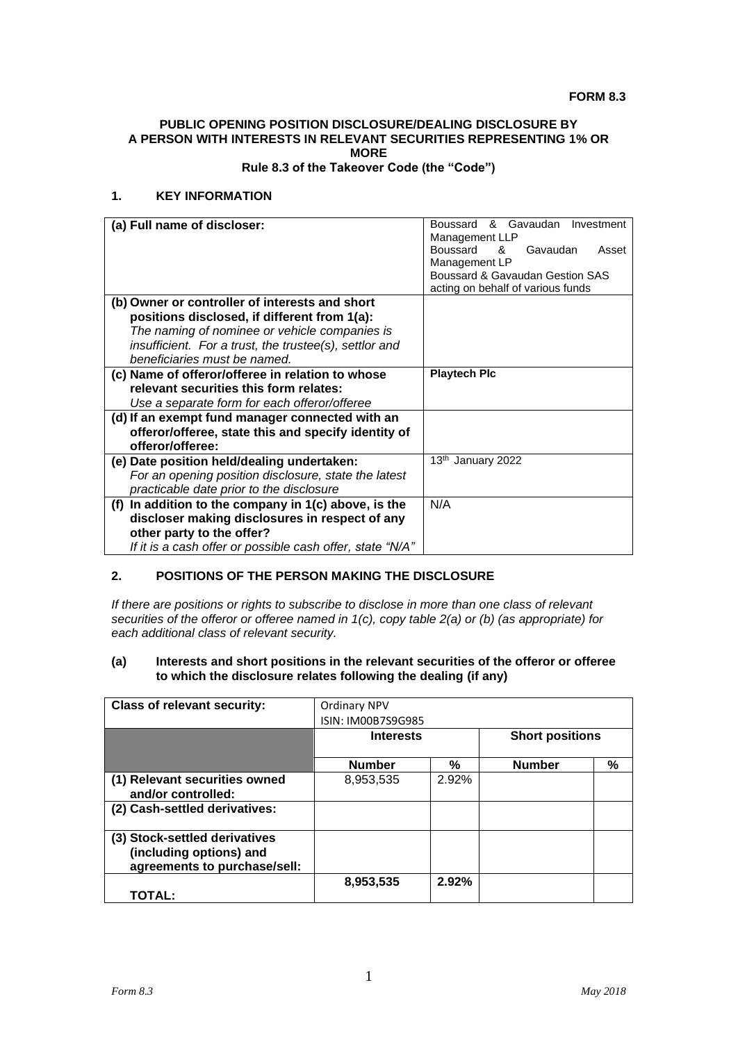**FORM 8.3**

**PUBLIC OPENING POSITION DISCLOSURE/DEALING DISCLOSURE BY A PERSON WITH INTERESTS IN RELEVANT SECURITIES REPRESENTING 1% OR MORE**
**Rule 8.3 of the Takeover Code (the "Code")**

## 1. KEY INFORMATION

| | |
|---|---|
| **(a) Full name of discloser:** | Boussard & Gavaudan Investment Management LLP<br>Boussard & Gavaudan Asset Management LP<br>Boussard & Gavaudan Gestion SAS<br>acting on behalf of various funds |
| **(b) Owner or controller of interests and short positions disclosed, if different from 1(a):**<br>*The naming of nominee or vehicle companies is insufficient. For a trust, the trustee(s), settlor and beneficiaries must be named.* | |
| **(c) Name of offeror/offeree in relation to whose relevant securities this form relates:**<br>*Use a separate form for each offeror/offeree* | **Playtech Plc** |
| **(d) If an exempt fund manager connected with an offeror/offeree, state this and specify identity of offeror/offeree:** | |
| **(e) Date position held/dealing undertaken:**<br>*For an opening position disclosure, state the latest practicable date prior to the disclosure* | 13th January 2022 |
| **(f) In addition to the company in 1(c) above, is the discloser making disclosures in respect of any other party to the offer?**<br>*If it is a cash offer or possible cash offer, state "N/A"* | N/A |

## 2. POSITIONS OF THE PERSON MAKING THE DISCLOSURE

*If there are positions or rights to subscribe to disclose in more than one class of relevant securities of the offeror or offeree named in 1(c), copy table 2(a) or (b) (as appropriate) for each additional class of relevant security.*

### (a) Interests and short positions in the relevant securities of the offeror or offeree to which the disclosure relates following the dealing (if any)

| **Class of relevant security:** | Ordinary NPV<br>ISIN: IM00B7S9G985 | | | |
|---|---|---|---|---|
| | **Interests** | | **Short positions** | |
| | **Number** | **%** | **Number** | **%** |
| **(1) Relevant securities owned and/or controlled:** | 8,953,535 | 2.92% | | |
| **(2) Cash-settled derivatives:** | | | | |
| **(3) Stock-settled derivatives (including options) and agreements to purchase/sell:** | | | | |
| **TOTAL:** | **8,953,535** | **2.92%** | | |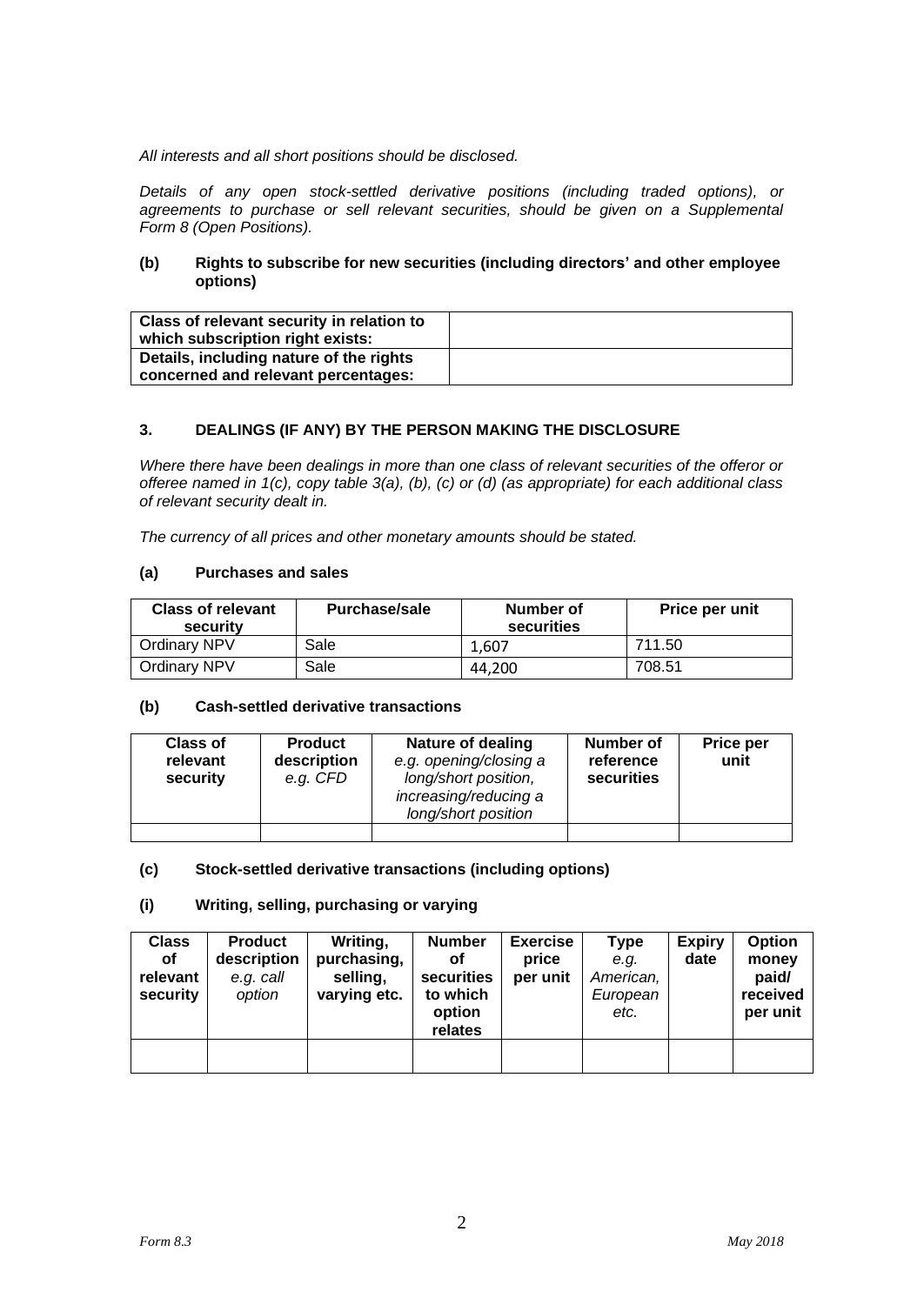*All interests and all short positions should be disclosed.*

*Details of any open stock-settled derivative positions (including traded options), or agreements to purchase or sell relevant securities, should be given on a Supplemental Form 8 (Open Positions).*

### (b) Rights to subscribe for new securities (including directors' and other employee options)

| Class of relevant security in relation to which subscription right exists: | |
|---|---|
| Details, including nature of the rights concerned and relevant percentages: | |

## 3. DEALINGS (IF ANY) BY THE PERSON MAKING THE DISCLOSURE

*Where there have been dealings in more than one class of relevant securities of the offeror or offeree named in 1(c), copy table 3(a), (b), (c) or (d) (as appropriate) for each additional class of relevant security dealt in.*

*The currency of all prices and other monetary amounts should be stated.*

### (a) Purchases and sales

| Class of relevant security | Purchase/sale | Number of securities | Price per unit |
|---|---|---|---|
| Ordinary NPV | Sale | 1,607 | 711.50 |
| Ordinary NPV | Sale | 44,200 | 708.51 |

### (b) Cash-settled derivative transactions

| Class of relevant security | Product description *e.g. CFD* | Nature of dealing *e.g. opening/closing a long/short position, increasing/reducing a long/short position* | Number of reference securities | Price per unit |
|---|---|---|---|---|
| | | | | |

### (c) Stock-settled derivative transactions (including options)

### (i) Writing, selling, purchasing or varying

| Class of relevant security | Product description *e.g. call option* | Writing, purchasing, selling, varying etc. | Number of securities to which option relates | Exercise price per unit | Type *e.g. American, European etc.* | Expiry date | Option money paid/ received per unit |
|---|---|---|---|---|---|---|---|
| | | | | | | | |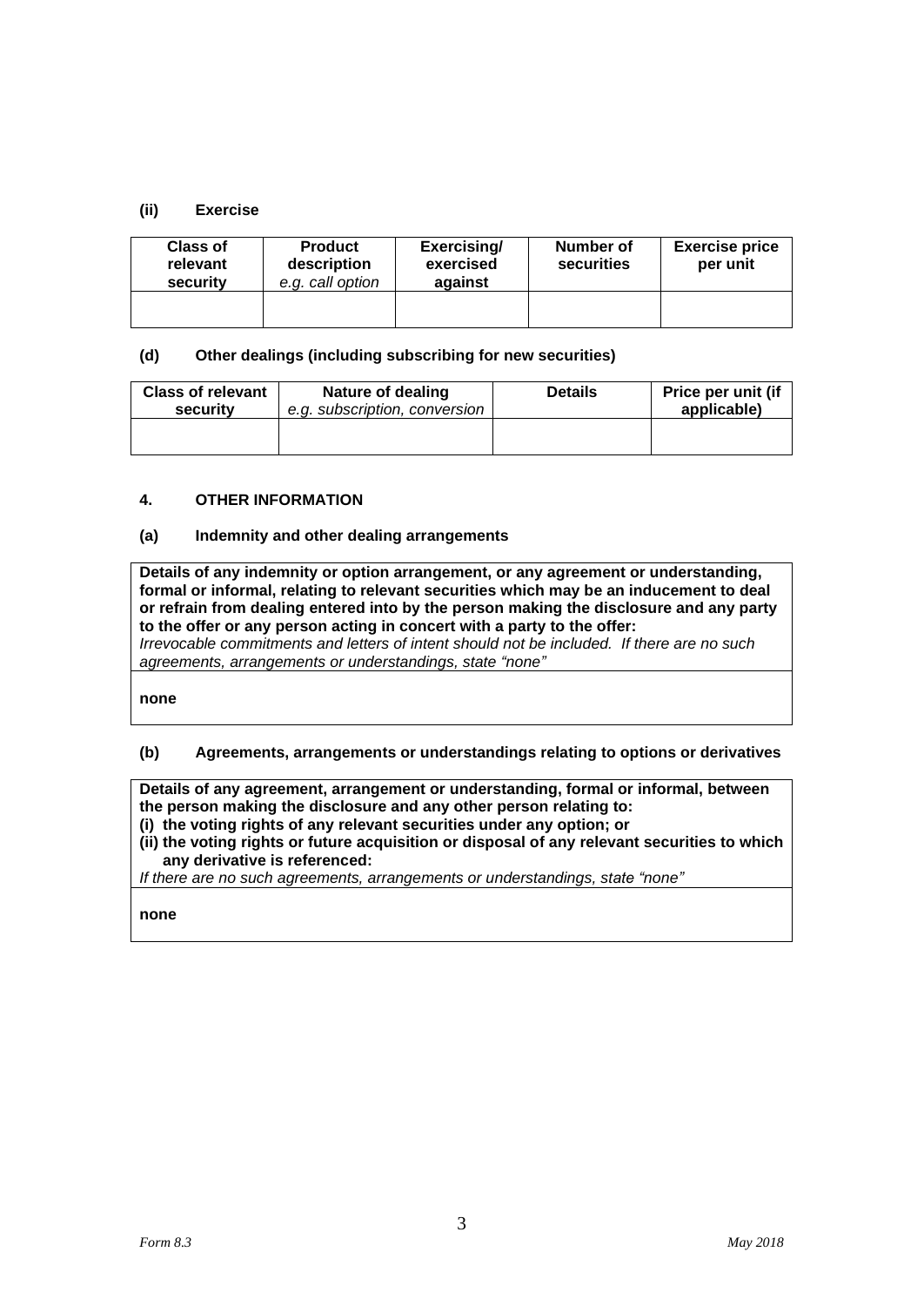### (ii) Exercise

| Class of relevant security | Product description *e.g. call option* | Exercising/ exercised against | Number of securities | Exercise price per unit |
|---|---|---|---|---|
| | | | | |

### (d) Other dealings (including subscribing for new securities)

| Class of relevant security | Nature of dealing *e.g. subscription, conversion* | Details | Price per unit (if applicable) |
|---|---|---|---|
| | | | |

## 4. OTHER INFORMATION

### (a) Indemnity and other dealing arrangements

| **Details of any indemnity or option arrangement, or any agreement or understanding, formal or informal, relating to relevant securities which may be an inducement to deal or refrain from dealing entered into by the person making the disclosure and any party to the offer or any person acting in concert with a party to the offer:** *Irrevocable commitments and letters of intent should not be included. If there are no such agreements, arrangements or understandings, state "none"* |
|---|
| **none** |

### (b) Agreements, arrangements or understandings relating to options or derivatives

| **Details of any agreement, arrangement or understanding, formal or informal, between the person making the disclosure and any other person relating to:** **(i) the voting rights of any relevant securities under any option; or** **(ii) the voting rights or future acquisition or disposal of any relevant securities to which any derivative is referenced:** *If there are no such agreements, arrangements or understandings, state "none"* |
|---|
| **none** |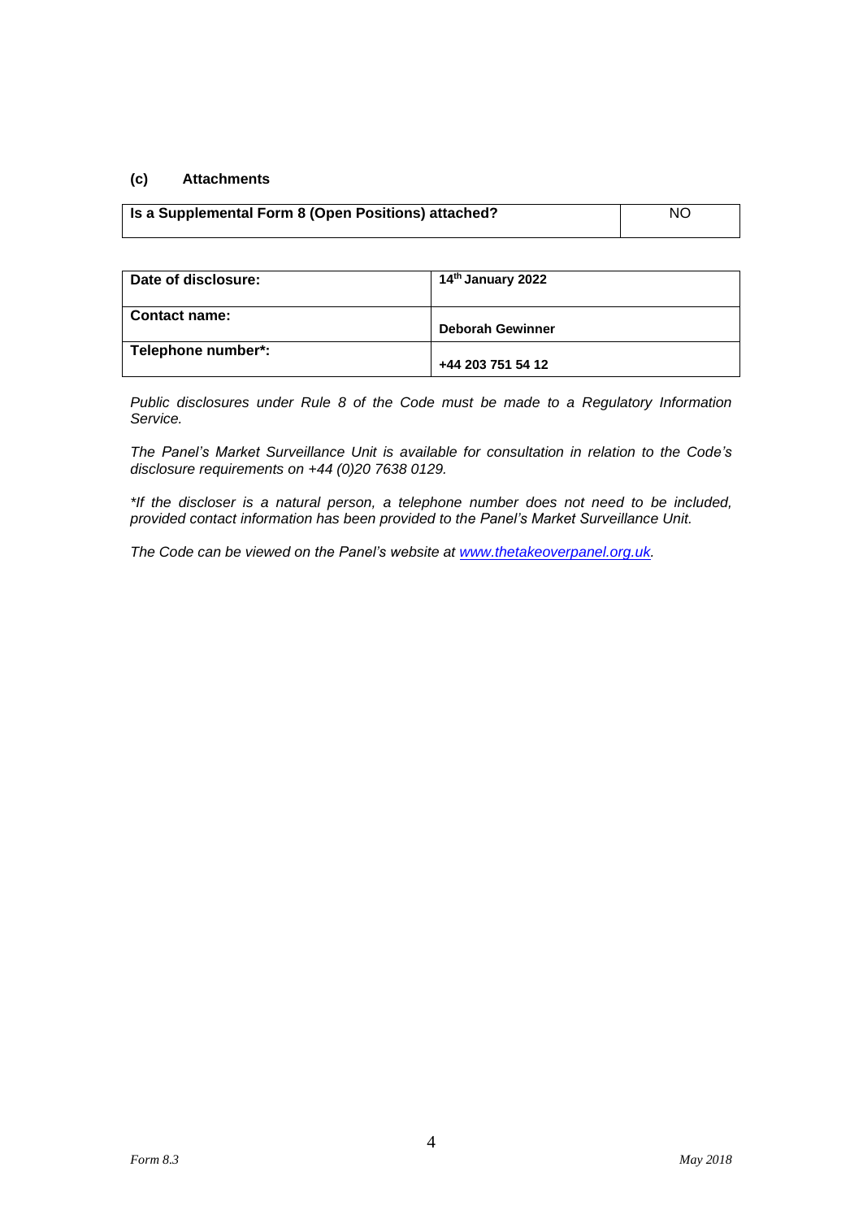**(c) Attachments**

| | |
|---|---|
| **Is a Supplemental Form 8 (Open Positions) attached?** | NO |

| | |
|---|---|
| **Date of disclosure:** | **14th January 2022** |
| **Contact name:** | **Deborah Gewinner** |
| **Telephone number*:** | **+44 203 751 54 12** |

*Public disclosures under Rule 8 of the Code must be made to a Regulatory Information Service.*

*The Panel's Market Surveillance Unit is available for consultation in relation to the Code's disclosure requirements on +44 (0)20 7638 0129.*

**If the discloser is a natural person, a telephone number does not need to be included, provided contact information has been provided to the Panel's Market Surveillance Unit.*

*The Code can be viewed on the Panel's website at [www.thetakeoverpanel.org.uk](http://www.thetakeoverpanel.org.uk).*